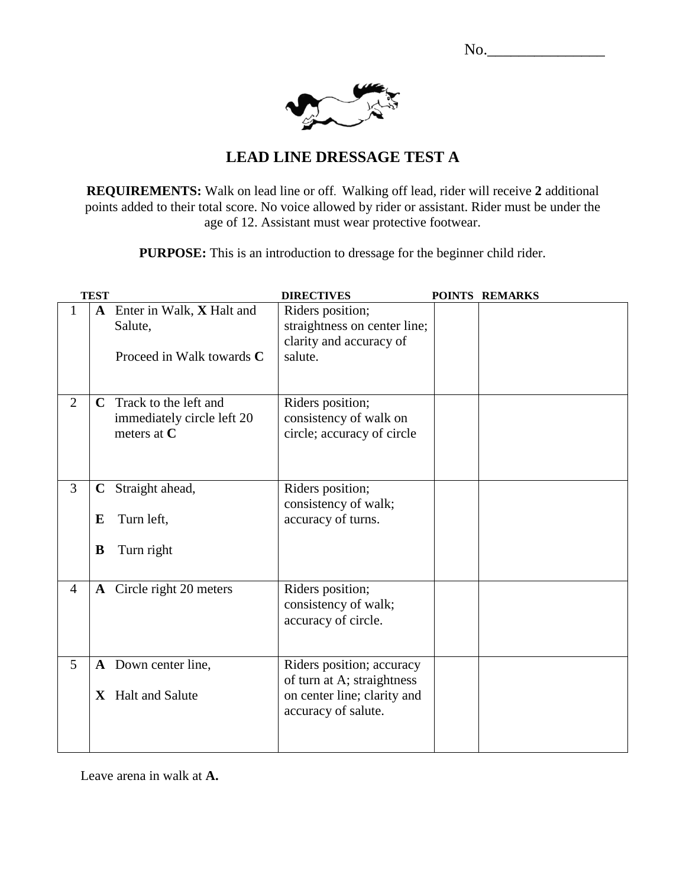No.________________

# LEAD LINE DRESSAGE TEST A

**REQUIREMENTS:** Walk on lead line or off. Walking off lead, rider will receive **2** additional points added to their total score. No voice allowed by rider or assistant. Rider must be under the age of 12. Assistant must wear protective footwear.

**PURPOSE:** This is an introduction to dressage for the beginner child rider.

| | TEST | DIRECTIVES | POINTS | REMARKS |
|---|---|---|---|---|
| 1 | **A** Enter in Walk, **X** Halt and Salute, Proceed in Walk towards **C** | Riders position; straightness on center line; clarity and accuracy of salute. | | |
| 2 | **C** Track to the left and immediately circle left 20 meters at **C** | Riders position; consistency of walk on circle; accuracy of circle | | |
| 3 | **C** Straight ahead, **E** Turn left, **B** Turn right | Riders position; consistency of walk; accuracy of turns. | | |
| 4 | **A** Circle right 20 meters | Riders position; consistency of walk; accuracy of circle. | | |
| 5 | **A** Down center line, **X** Halt and Salute | Riders position; accuracy of turn at A; straightness on center line; clarity and accuracy of salute. | | |

Leave arena in walk at **A.**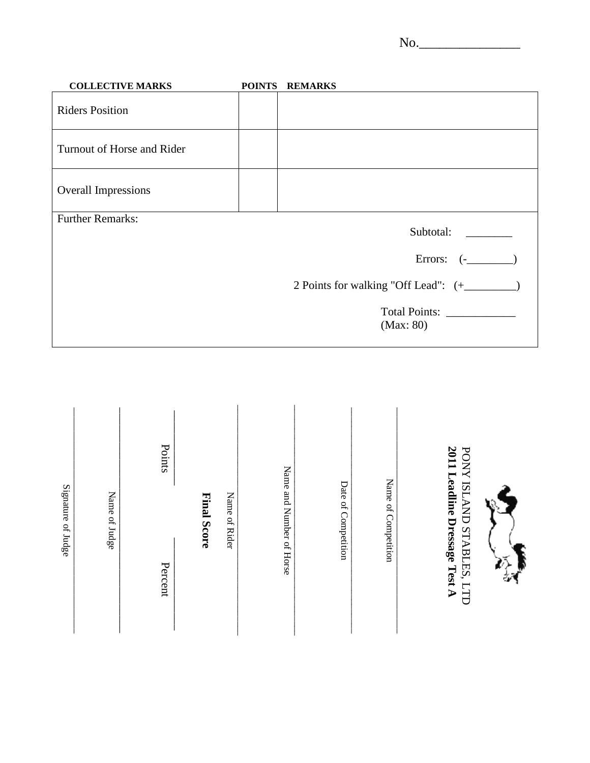No.________________

| COLLECTIVE MARKS | POINTS | REMARKS |
| --- | --- | --- |
| Riders Position | | |
| Turnout of Horse and Rider | | |
| Overall Impressions | | |

Further Remarks:

Subtotal: ________

Errors: (-________)

2 Points for walking "Off Lead": (+_________)

Total Points: ____________
(Max: 80)

PONY ISLAND STABLES, LTD
**2011 Leadline Dressage Test A**

Name of Competition ____________________

Date of Competition ____________________

Name and Number of Horse ____________________

Name of Rider ____________________

**Final Score**

Points ________ Percent ________

Name of Judge ____________________

Signature of Judge ____________________